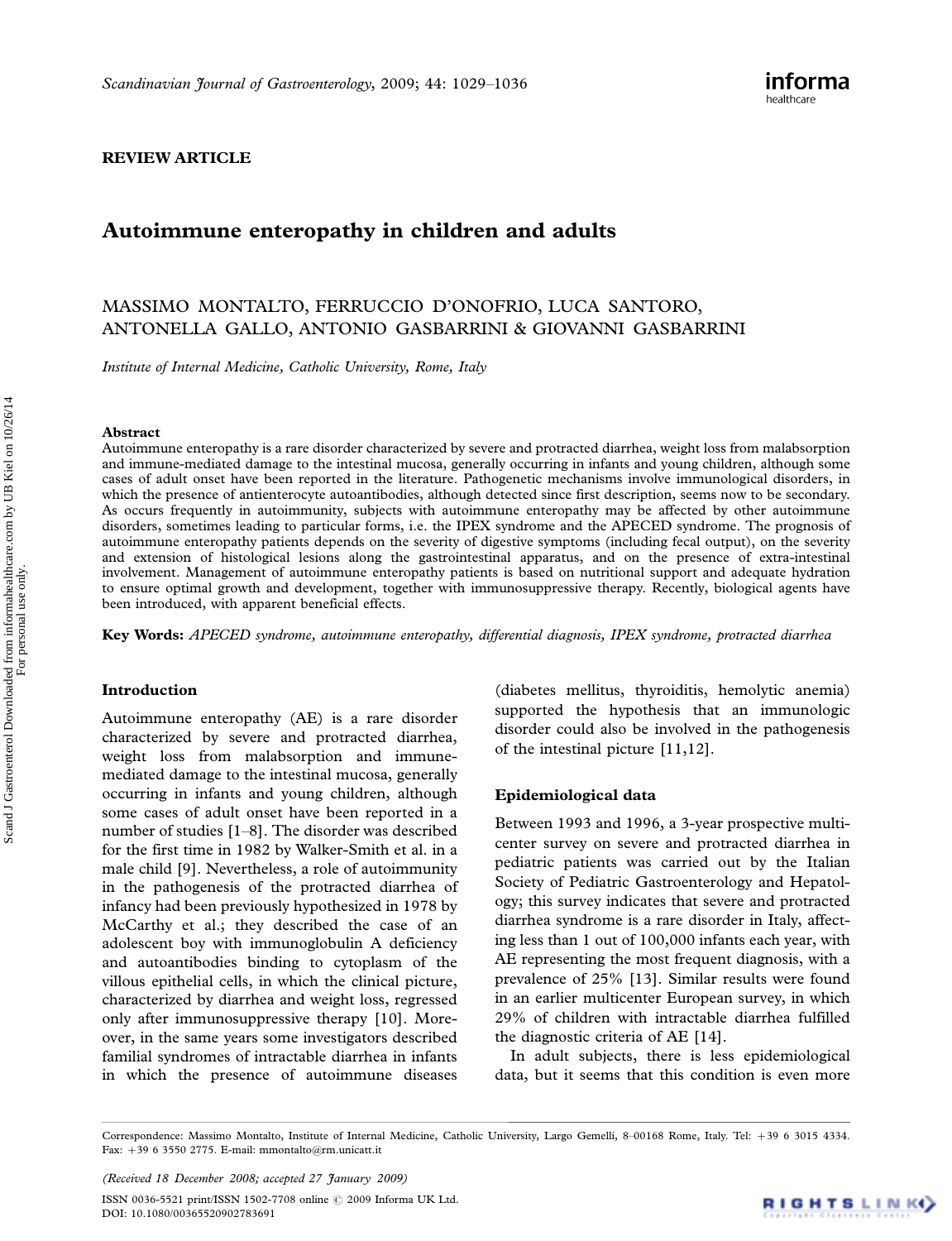REVIEW ARTICLE

# Autoimmune enteropathy in children and adults

MASSIMO MONTALTO, FERRUCCIO D'ONOFRIO, LUCA SANTORO, ANTONELLA GALLO, ANTONIO GASBARRINI & GIOVANNI GASBARRINI

*Institute of Internal Medicine, Catholic University, Rome, Italy*

### Abstract

Autoimmune enteropathy is a rare disorder characterized by severe and protracted diarrhea, weight loss from malabsorption and immune-mediated damage to the intestinal mucosa, generally occurring in infants and young children, although some cases of adult onset have been reported in the literature. Pathogenetic mechanisms involve immunological disorders, in which the presence of antienterocyte autoantibodies, although detected since first description, seems now to be secondary. As occurs frequently in autoimmunity, subjects with autoimmune enteropathy may be affected by other autoimmune disorders, sometimes leading to particular forms, i.e. the IPEX syndrome and the APECED syndrome. The prognosis of autoimmune enteropathy patients depends on the severity of digestive symptoms (including fecal output), on the severity and extension of histological lesions along the gastrointestinal apparatus, and on the presence of extra-intestinal involvement. Management of autoimmune enteropathy patients is based on nutritional support and adequate hydration to ensure optimal growth and development, together with immunosuppressive therapy. Recently, biological agents have been introduced, with apparent beneficial effects.

**Key Words:** *APECED syndrome, autoimmune enteropathy, differential diagnosis, IPEX syndrome, protracted diarrhea*

## Introduction

Autoimmune enteropathy (AE) is a rare disorder characterized by severe and protracted diarrhea, weight loss from malabsorption and immune-mediated damage to the intestinal mucosa, generally occurring in infants and young children, although some cases of adult onset have been reported in a number of studies [1–8]. The disorder was described for the first time in 1982 by Walker-Smith et al. in a male child [9]. Nevertheless, a role of autoimmunity in the pathogenesis of the protracted diarrhea of infancy had been previously hypothesized in 1978 by McCarthy et al.; they described the case of an adolescent boy with immunoglobulin A deficiency and autoantibodies binding to cytoplasm of the villous epithelial cells, in which the clinical picture, characterized by diarrhea and weight loss, regressed only after immunosuppressive therapy [10]. Moreover, in the same years some investigators described familial syndromes of intractable diarrhea in infants in which the presence of autoimmune diseases (diabetes mellitus, thyroiditis, hemolytic anemia) supported the hypothesis that an immunologic disorder could also be involved in the pathogenesis of the intestinal picture [11,12].

## Epidemiological data

Between 1993 and 1996, a 3-year prospective multicenter survey on severe and protracted diarrhea in pediatric patients was carried out by the Italian Society of Pediatric Gastroenterology and Hepatology; this survey indicates that severe and protracted diarrhea syndrome is a rare disorder in Italy, affecting less than 1 out of 100,000 infants each year, with AE representing the most frequent diagnosis, with a prevalence of 25% [13]. Similar results were found in an earlier multicenter European survey, in which 29% of children with intractable diarrhea fulfilled the diagnostic criteria of AE [14].

In adult subjects, there is less epidemiological data, but it seems that this condition is even more

Correspondence: Massimo Montalto, Institute of Internal Medicine, Catholic University, Largo Gemelli, 8–00168 Rome, Italy. Tel: +39 6 3015 4334. Fax: +39 6 3550 2775. E-mail: mmontalto@rm.unicatt.it

*(Received 18 December 2008; accepted 27 January 2009)*

ISSN 0036-5521 print/ISSN 1502-7708 online © 2009 Informa UK Ltd.
DOI: 10.1080/00365520902783691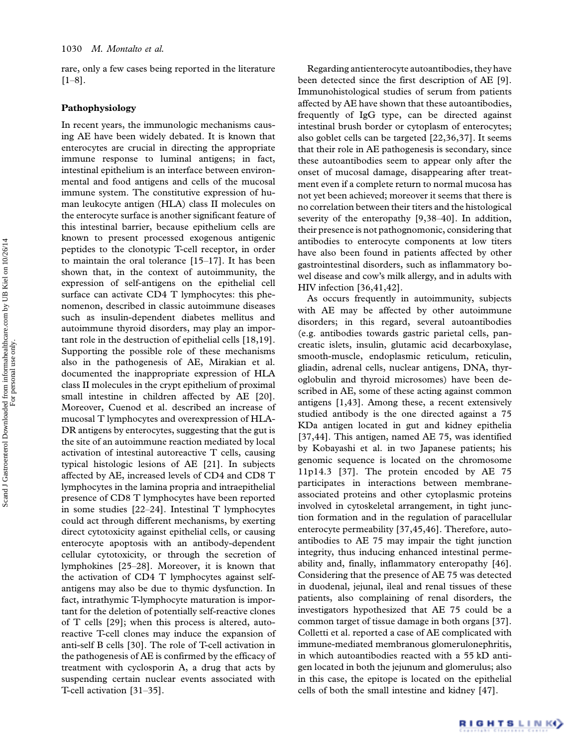rare, only a few cases being reported in the literature [1–8].

## Pathophysiology

In recent years, the immunologic mechanisms causing AE have been widely debated. It is known that enterocytes are crucial in directing the appropriate immune response to luminal antigens; in fact, intestinal epithelium is an interface between environmental and food antigens and cells of the mucosal immune system. The constitutive expression of human leukocyte antigen (HLA) class II molecules on the enterocyte surface is another significant feature of this intestinal barrier, because epithelium cells are known to present processed exogenous antigenic peptides to the clonotypic T-cell receptor, in order to maintain the oral tolerance [15–17]. It has been shown that, in the context of autoimmunity, the expression of self-antigens on the epithelial cell surface can activate CD4 T lymphocytes: this phenomenon, described in classic autoimmune diseases such as insulin-dependent diabetes mellitus and autoimmune thyroid disorders, may play an important role in the destruction of epithelial cells [18,19]. Supporting the possible role of these mechanisms also in the pathogenesis of AE, Mirakian et al. documented the inappropriate expression of HLA class II molecules in the crypt epithelium of proximal small intestine in children affected by AE [20]. Moreover, Cuenod et al. described an increase of mucosal T lymphocytes and overexpression of HLA-DR antigens by enterocytes, suggesting that the gut is the site of an autoimmune reaction mediated by local activation of intestinal autoreactive T cells, causing typical histologic lesions of AE [21]. In subjects affected by AE, increased levels of CD4 and CD8 T lymphocytes in the lamina propria and intraepithelial presence of CD8 T lymphocytes have been reported in some studies [22–24]. Intestinal T lymphocytes could act through different mechanisms, by exerting direct cytotoxicity against epithelial cells, or causing enterocyte apoptosis with an antibody-dependent cellular cytotoxicity, or through the secretion of lymphokines [25–28]. Moreover, it is known that the activation of CD4 T lymphocytes against self-antigens may also be due to thymic dysfunction. In fact, intrathymic T-lymphocyte maturation is important for the deletion of potentially self-reactive clones of T cells [29]; when this process is altered, autoreactive T-cell clones may induce the expansion of anti-self B cells [30]. The role of T-cell activation in the pathogenesis of AE is confirmed by the efficacy of treatment with cyclosporin A, a drug that acts by suspending certain nuclear events associated with T-cell activation [31–35].

Regarding antienterocyte autoantibodies, they have been detected since the first description of AE [9]. Immunohistological studies of serum from patients affected by AE have shown that these autoantibodies, frequently of IgG type, can be directed against intestinal brush border or cytoplasm of enterocytes; also goblet cells can be targeted [22,36,37]. It seems that their role in AE pathogenesis is secondary, since these autoantibodies seem to appear only after the onset of mucosal damage, disappearing after treatment even if a complete return to normal mucosa has not yet been achieved; moreover it seems that there is no correlation between their titers and the histological severity of the enteropathy [9,38–40]. In addition, their presence is not pathognomonic, considering that antibodies to enterocyte components at low titers have also been found in patients affected by other gastrointestinal disorders, such as inflammatory bowel disease and cow's milk allergy, and in adults with HIV infection [36,41,42].

As occurs frequently in autoimmunity, subjects with AE may be affected by other autoimmune disorders; in this regard, several autoantibodies (e.g. antibodies towards gastric parietal cells, pancreatic islets, insulin, glutamic acid decarboxylase, smooth-muscle, endoplasmic reticulum, reticulin, gliadin, adrenal cells, nuclear antigens, DNA, thyroglobulin and thyroid microsomes) have been described in AE, some of these acting against common antigens [1,43]. Among these, a recent extensively studied antibody is the one directed against a 75 KDa antigen located in gut and kidney epithelia [37,44]. This antigen, named AE 75, was identified by Kobayashi et al. in two Japanese patients; his genomic sequence is located on the chromosome 11p14.3 [37]. The protein encoded by AE 75 participates in interactions between membrane-associated proteins and other cytoplasmic proteins involved in cytoskeletal arrangement, in tight junction formation and in the regulation of paracellular enterocyte permeability [37,45,46]. Therefore, autoantibodies to AE 75 may impair the tight junction integrity, thus inducing enhanced intestinal permeability and, finally, inflammatory enteropathy [46]. Considering that the presence of AE 75 was detected in duodenal, jejunal, ileal and renal tissues of these patients, also complaining of renal disorders, the investigators hypothesized that AE 75 could be a common target of tissue damage in both organs [37]. Colletti et al. reported a case of AE complicated with immune-mediated membranous glomerulonephritis, in which autoantibodies reacted with a 55 kD antigen located in both the jejunum and glomerulus; also in this case, the epitope is located on the epithelial cells of both the small intestine and kidney [47].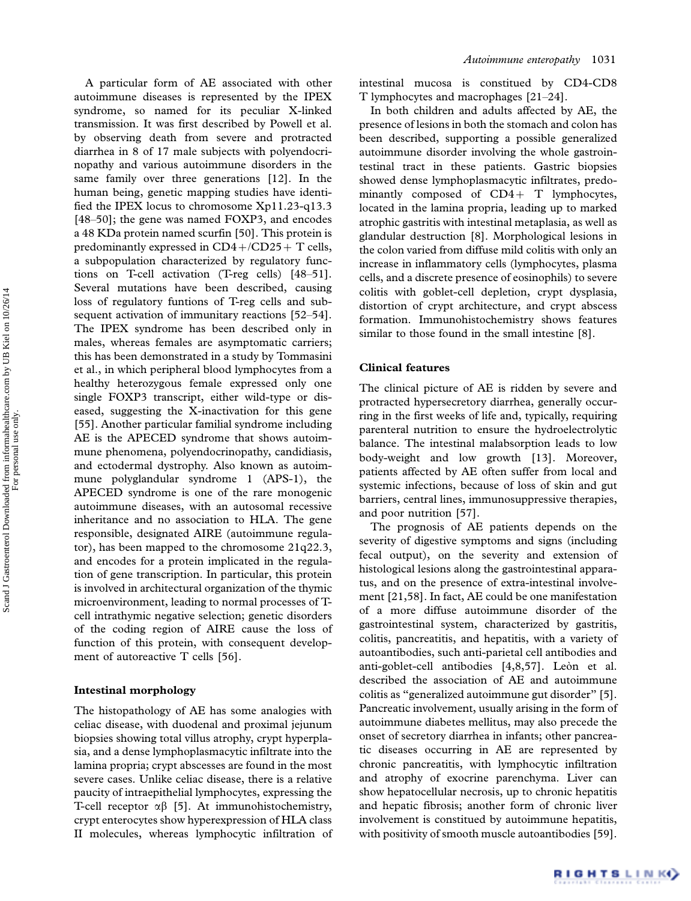A particular form of AE associated with other autoimmune diseases is represented by the IPEX syndrome, so named for its peculiar X-linked transmission. It was first described by Powell et al. by observing death from severe and protracted diarrhea in 8 of 17 male subjects with polyendocrinopathy and various autoimmune disorders in the same family over three generations [12]. In the human being, genetic mapping studies have identified the IPEX locus to chromosome Xp11.23-q13.3 [48–50]; the gene was named FOXP3, and encodes a 48 KDa protein named scurfin [50]. This protein is predominantly expressed in CD4+/CD25+ T cells, a subpopulation characterized by regulatory functions on T-cell activation (T-reg cells) [48–51]. Several mutations have been described, causing loss of regulatory funtions of T-reg cells and subsequent activation of immunitary reactions [52–54]. The IPEX syndrome has been described only in males, whereas females are asymptomatic carriers; this has been demonstrated in a study by Tommasini et al., in which peripheral blood lymphocytes from a healthy heterozygous female expressed only one single FOXP3 transcript, either wild-type or diseased, suggesting the X-inactivation for this gene [55]. Another particular familial syndrome including AE is the APECED syndrome that shows autoimmune phenomena, polyendocrinopathy, candidiasis, and ectodermal dystrophy. Also known as autoimmune polyglandular syndrome 1 (APS-1), the APECED syndrome is one of the rare monogenic autoimmune diseases, with an autosomal recessive inheritance and no association to HLA. The gene responsible, designated AIRE (autoimmune regulator), has been mapped to the chromosome 21q22.3, and encodes for a protein implicated in the regulation of gene transcription. In particular, this protein is involved in architectural organization of the thymic microenvironment, leading to normal processes of T-cell intrathymic negative selection; genetic disorders of the coding region of AIRE cause the loss of function of this protein, with consequent development of autoreactive T cells [56].

## Intestinal morphology

The histopathology of AE has some analogies with celiac disease, with duodenal and proximal jejunum biopsies showing total villus atrophy, crypt hyperplasia, and a dense lymphoplasmacytic infiltrate into the lamina propria; crypt abscesses are found in the most severe cases. Unlike celiac disease, there is a relative paucity of intraepithelial lymphocytes, expressing the T-cell receptor αβ [5]. At immunohistochemistry, crypt enterocytes show hyperexpression of HLA class II molecules, whereas lymphocytic infiltration of intestinal mucosa is constitued by CD4-CD8 T lymphocytes and macrophages [21–24].

In both children and adults affected by AE, the presence of lesions in both the stomach and colon has been described, supporting a possible generalized autoimmune disorder involving the whole gastrointestinal tract in these patients. Gastric biopsies showed dense lymphoplasmacytic infiltrates, predominantly composed of CD4+ T lymphocytes, located in the lamina propria, leading up to marked atrophic gastritis with intestinal metaplasia, as well as glandular destruction [8]. Morphological lesions in the colon varied from diffuse mild colitis with only an increase in inflammatory cells (lymphocytes, plasma cells, and a discrete presence of eosinophils) to severe colitis with goblet-cell depletion, crypt dysplasia, distortion of crypt architecture, and crypt abscess formation. Immunohistochemistry shows features similar to those found in the small intestine [8].

## Clinical features

The clinical picture of AE is ridden by severe and protracted hypersecretory diarrhea, generally occurring in the first weeks of life and, typically, requiring parenteral nutrition to ensure the hydroelectrolytic balance. The intestinal malabsorption leads to low body-weight and low growth [13]. Moreover, patients affected by AE often suffer from local and systemic infections, because of loss of skin and gut barriers, central lines, immunosuppressive therapies, and poor nutrition [57].

The prognosis of AE patients depends on the severity of digestive symptoms and signs (including fecal output), on the severity and extension of histological lesions along the gastrointestinal apparatus, and on the presence of extra-intestinal involvement [21,58]. In fact, AE could be one manifestation of a more diffuse autoimmune disorder of the gastrointestinal system, characterized by gastritis, colitis, pancreatitis, and hepatitis, with a variety of autoantibodies, such anti-parietal cell antibodies and anti-goblet-cell antibodies [4,8,57]. Leòn et al. described the association of AE and autoimmune colitis as "generalized autoimmune gut disorder" [5]. Pancreatic involvement, usually arising in the form of autoimmune diabetes mellitus, may also precede the onset of secretory diarrhea in infants; other pancreatic diseases occurring in AE are represented by chronic pancreatitis, with lymphocytic infiltration and atrophy of exocrine parenchyma. Liver can show hepatocellular necrosis, up to chronic hepatitis and hepatic fibrosis; another form of chronic liver involvement is constitued by autoimmune hepatitis, with positivity of smooth muscle autoantibodies [59].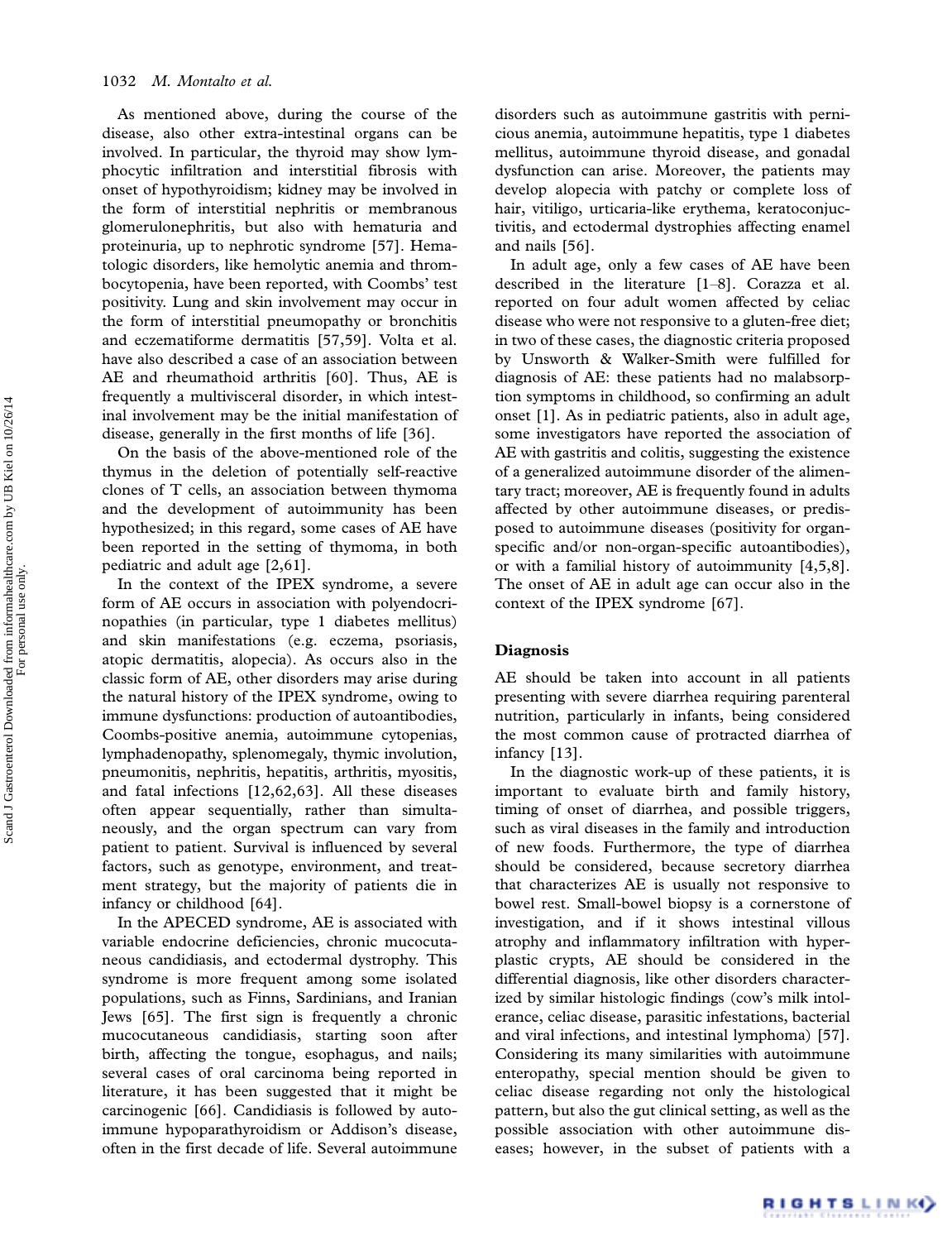As mentioned above, during the course of the disease, also other extra-intestinal organs can be involved. In particular, the thyroid may show lymphocytic infiltration and interstitial fibrosis with onset of hypothyroidism; kidney may be involved in the form of interstitial nephritis or membranous glomerulonephritis, but also with hematuria and proteinuria, up to nephrotic syndrome [57]. Hematologic disorders, like hemolytic anemia and thrombocytopenia, have been reported, with Coombs' test positivity. Lung and skin involvement may occur in the form of interstitial pneumopathy or bronchitis and eczematiforme dermatitis [57,59]. Volta et al. have also described a case of an association between AE and rheumathoid arthritis [60]. Thus, AE is frequently a multivisceral disorder, in which intestinal involvement may be the initial manifestation of disease, generally in the first months of life [36].

On the basis of the above-mentioned role of the thymus in the deletion of potentially self-reactive clones of T cells, an association between thymoma and the development of autoimmunity has been hypothesized; in this regard, some cases of AE have been reported in the setting of thymoma, in both pediatric and adult age [2,61].

In the context of the IPEX syndrome, a severe form of AE occurs in association with polyendocrinopathies (in particular, type 1 diabetes mellitus) and skin manifestations (e.g. eczema, psoriasis, atopic dermatitis, alopecia). As occurs also in the classic form of AE, other disorders may arise during the natural history of the IPEX syndrome, owing to immune dysfunctions: production of autoantibodies, Coombs-positive anemia, autoimmune cytopenias, lymphadenopathy, splenomegaly, thymic involution, pneumonitis, nephritis, hepatitis, arthritis, myositis, and fatal infections [12,62,63]. All these diseases often appear sequentially, rather than simultaneously, and the organ spectrum can vary from patient to patient. Survival is influenced by several factors, such as genotype, environment, and treatment strategy, but the majority of patients die in infancy or childhood [64].

In the APECED syndrome, AE is associated with variable endocrine deficiencies, chronic mucocutaneous candidiasis, and ectodermal dystrophy. This syndrome is more frequent among some isolated populations, such as Finns, Sardinians, and Iranian Jews [65]. The first sign is frequently a chronic mucocutaneous candidiasis, starting soon after birth, affecting the tongue, esophagus, and nails; several cases of oral carcinoma being reported in literature, it has been suggested that it might be carcinogenic [66]. Candidiasis is followed by autoimmune hypoparathyroidism or Addison's disease, often in the first decade of life. Several autoimmune disorders such as autoimmune gastritis with pernicious anemia, autoimmune hepatitis, type 1 diabetes mellitus, autoimmune thyroid disease, and gonadal dysfunction can arise. Moreover, the patients may develop alopecia with patchy or complete loss of hair, vitiligo, urticaria-like erythema, keratoconjuctivitis, and ectodermal dystrophies affecting enamel and nails [56].

In adult age, only a few cases of AE have been described in the literature [1–8]. Corazza et al. reported on four adult women affected by celiac disease who were not responsive to a gluten-free diet; in two of these cases, the diagnostic criteria proposed by Unsworth & Walker-Smith were fulfilled for diagnosis of AE: these patients had no malabsorption symptoms in childhood, so confirming an adult onset [1]. As in pediatric patients, also in adult age, some investigators have reported the association of AE with gastritis and colitis, suggesting the existence of a generalized autoimmune disorder of the alimentary tract; moreover, AE is frequently found in adults affected by other autoimmune diseases, or predisposed to autoimmune diseases (positivity for organ-specific and/or non-organ-specific autoantibodies), or with a familial history of autoimmunity [4,5,8]. The onset of AE in adult age can occur also in the context of the IPEX syndrome [67].

## Diagnosis

AE should be taken into account in all patients presenting with severe diarrhea requiring parenteral nutrition, particularly in infants, being considered the most common cause of protracted diarrhea of infancy [13].

In the diagnostic work-up of these patients, it is important to evaluate birth and family history, timing of onset of diarrhea, and possible triggers, such as viral diseases in the family and introduction of new foods. Furthermore, the type of diarrhea should be considered, because secretory diarrhea that characterizes AE is usually not responsive to bowel rest. Small-bowel biopsy is a cornerstone of investigation, and if it shows intestinal villous atrophy and inflammatory infiltration with hyperplastic crypts, AE should be considered in the differential diagnosis, like other disorders characterized by similar histologic findings (cow's milk intolerance, celiac disease, parasitic infestations, bacterial and viral infections, and intestinal lymphoma) [57]. Considering its many similarities with autoimmune enteropathy, special mention should be given to celiac disease regarding not only the histological pattern, but also the gut clinical setting, as well as the possible association with other autoimmune diseases; however, in the subset of patients with a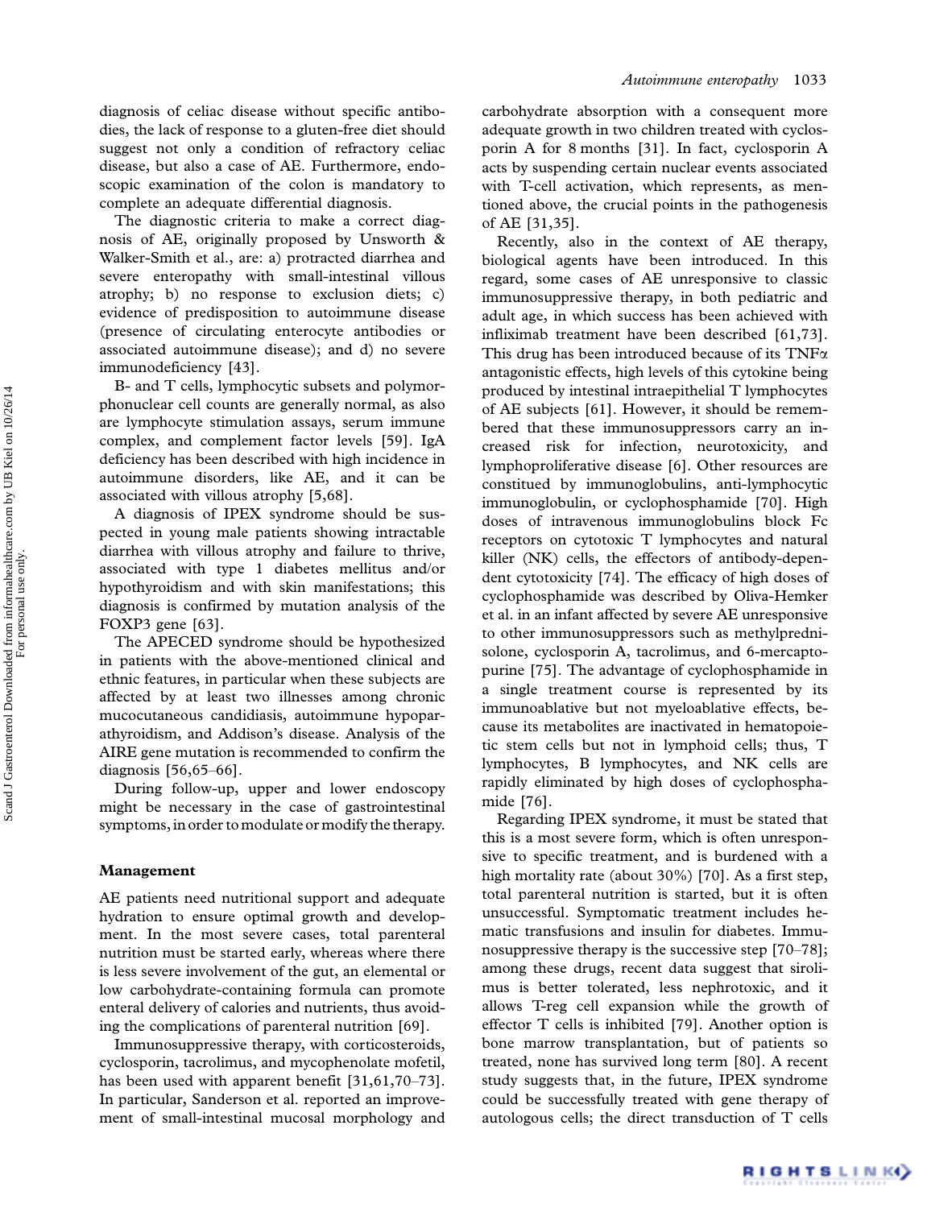diagnosis of celiac disease without specific antibodies, the lack of response to a gluten-free diet should suggest not only a condition of refractory celiac disease, but also a case of AE. Furthermore, endoscopic examination of the colon is mandatory to complete an adequate differential diagnosis.

The diagnostic criteria to make a correct diagnosis of AE, originally proposed by Unsworth & Walker-Smith et al., are: a) protracted diarrhea and severe enteropathy with small-intestinal villous atrophy; b) no response to exclusion diets; c) evidence of predisposition to autoimmune disease (presence of circulating enterocyte antibodies or associated autoimmune disease); and d) no severe immunodeficiency [43].

B- and T cells, lymphocytic subsets and polymorphonuclear cell counts are generally normal, as also are lymphocyte stimulation assays, serum immune complex, and complement factor levels [59]. IgA deficiency has been described with high incidence in autoimmune disorders, like AE, and it can be associated with villous atrophy [5,68].

A diagnosis of IPEX syndrome should be suspected in young male patients showing intractable diarrhea with villous atrophy and failure to thrive, associated with type 1 diabetes mellitus and/or hypothyroidism and with skin manifestations; this diagnosis is confirmed by mutation analysis of the FOXP3 gene [63].

The APECED syndrome should be hypothesized in patients with the above-mentioned clinical and ethnic features, in particular when these subjects are affected by at least two illnesses among chronic mucocutaneous candidiasis, autoimmune hypoparathyroidism, and Addison's disease. Analysis of the AIRE gene mutation is recommended to confirm the diagnosis [56,65–66].

During follow-up, upper and lower endoscopy might be necessary in the case of gastrointestinal symptoms, in order to modulate or modify the therapy.

## Management

AE patients need nutritional support and adequate hydration to ensure optimal growth and development. In the most severe cases, total parenteral nutrition must be started early, whereas where there is less severe involvement of the gut, an elemental or low carbohydrate-containing formula can promote enteral delivery of calories and nutrients, thus avoiding the complications of parenteral nutrition [69].

Immunosuppressive therapy, with corticosteroids, cyclosporin, tacrolimus, and mycophenolate mofetil, has been used with apparent benefit [31,61,70–73]. In particular, Sanderson et al. reported an improvement of small-intestinal mucosal morphology and carbohydrate absorption with a consequent more adequate growth in two children treated with cyclosporin A for 8 months [31]. In fact, cyclosporin A acts by suspending certain nuclear events associated with T-cell activation, which represents, as mentioned above, the crucial points in the pathogenesis of AE [31,35].

Recently, also in the context of AE therapy, biological agents have been introduced. In this regard, some cases of AE unresponsive to classic immunosuppressive therapy, in both pediatric and adult age, in which success has been achieved with infliximab treatment have been described [61,73]. This drug has been introduced because of its TNFα antagonistic effects, high levels of this cytokine being produced by intestinal intraepithelial T lymphocytes of AE subjects [61]. However, it should be remembered that these immunosuppressors carry an increased risk for infection, neurotoxicity, and lymphoproliferative disease [6]. Other resources are constitued by immunoglobulins, anti-lymphocytic immunoglobulin, or cyclophosphamide [70]. High doses of intravenous immunoglobulins block Fc receptors on cytotoxic T lymphocytes and natural killer (NK) cells, the effectors of antibody-dependent cytotoxicity [74]. The efficacy of high doses of cyclophosphamide was described by Oliva-Hemker et al. in an infant affected by severe AE unresponsive to other immunosuppressors such as methylprednisolone, cyclosporin A, tacrolimus, and 6-mercaptopurine [75]. The advantage of cyclophosphamide in a single treatment course is represented by its immunoablative but not myeloablative effects, because its metabolites are inactivated in hematopoietic stem cells but not in lymphoid cells; thus, T lymphocytes, B lymphocytes, and NK cells are rapidly eliminated by high doses of cyclophosphamide [76].

Regarding IPEX syndrome, it must be stated that this is a most severe form, which is often unresponsive to specific treatment, and is burdened with a high mortality rate (about 30%) [70]. As a first step, total parenteral nutrition is started, but it is often unsuccessful. Symptomatic treatment includes hematic transfusions and insulin for diabetes. Immunosuppressive therapy is the successive step [70–78]; among these drugs, recent data suggest that sirolimus is better tolerated, less nephrotoxic, and it allows T-reg cell expansion while the growth of effector T cells is inhibited [79]. Another option is bone marrow transplantation, but of patients so treated, none has survived long term [80]. A recent study suggests that, in the future, IPEX syndrome could be successfully treated with gene therapy of autologous cells; the direct transduction of T cells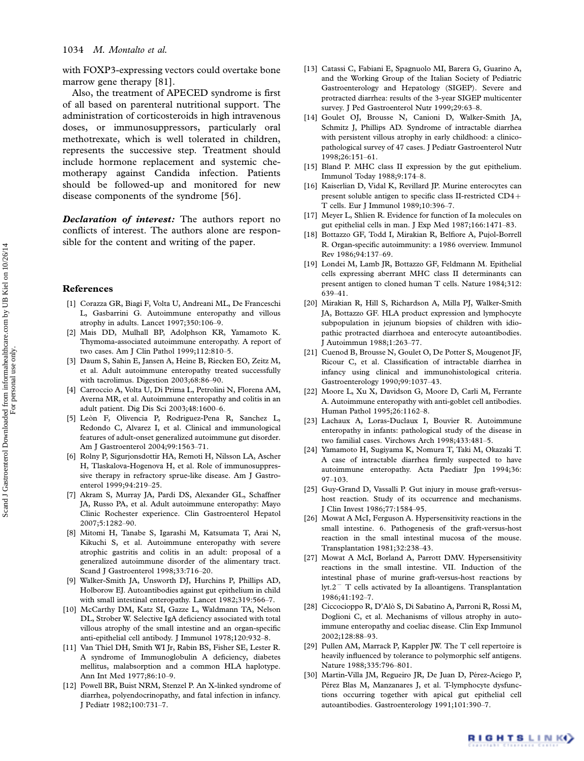with FOXP3-expressing vectors could overtake bone marrow gene therapy [81].

Also, the treatment of APECED syndrome is first of all based on parenteral nutritional support. The administration of corticosteroids in high intravenous doses, or immunosuppressors, particularly oral methotrexate, which is well tolerated in children, represents the successive step. Treatment should include hormone replacement and systemic chemotherapy against Candida infection. Patients should be followed-up and monitored for new disease components of the syndrome [56].

***Declaration of interest:*** The authors report no conflicts of interest. The authors alone are responsible for the content and writing of the paper.

## References

[1] Corazza GR, Biagi F, Volta U, Andreani ML, De Franceschi L, Gasbarrini G. Autoimmune enteropathy and villous atrophy in adults. Lancet 1997;350:106–9.

[2] Mais DD, Mulhall BP, Adolphson KR, Yamamoto K. Thymoma-associated autoimmune enteropathy. A report of two cases. Am J Clin Pathol 1999;112:810–5.

[3] Daum S, Sahin E, Jansen A, Heine B, Riecken EO, Zeitz M, et al. Adult autoimmune enteropathy treated successfully with tacrolimus. Digestion 2003;68:86–90.

[4] Carroccio A, Volta U, Di Prima L, Petrolini N, Florena AM, Averna MR, et al. Autoimmune enteropathy and colitis in an adult patient. Dig Dis Sci 2003;48:1600–6.

[5] Leòn F, Olivencia P, Rodriguez-Pena R, Sanchez L, Redondo C, Alvarez I, et al. Clinical and immunological features of adult-onset generalized autoimmune gut disorder. Am J Gastroenterol 2004;99:1563–71.

[6] Rolny P, Sigurjonsdottir HA, Remoti H, Nilsson LA, Ascher H, Tlaskalova-Hogenova H, et al. Role of immunosuppressive therapy in refractory sprue-like disease. Am J Gastroenterol 1999;94:219–25.

[7] Akram S, Murray JA, Pardi DS, Alexander GL, Schaffner JA, Russo PA, et al. Adult autoimmune enteropathy: Mayo Clinic Rochester experience. Clin Gastroenterol Hepatol 2007;5:1282–90.

[8] Mitomi H, Tanabe S, Igarashi M, Katsumata T, Arai N, Kikuchi S, et al. Autoimmune enteropathy with severe atrophic gastritis and colitis in an adult: proposal of a generalized autoimmune disorder of the alimentary tract. Scand J Gastroenterol 1998;33:716–20.

[9] Walker-Smith JA, Unsworth DJ, Hurchins P, Phillips AD, Holborow EJ. Autoantibodies against gut epithelium in child with small intestinal enteropathy. Lancet 1982;319:566–7.

[10] McCarthy DM, Katz SI, Gazze L, Waldmann TA, Nelson DL, Strober W. Selective IgA deficiency associated with total villous atrophy of the small intestine and an organ-specific anti-epithelial cell antibody. J Immunol 1978;120:932–8.

[11] Van Thiel DH, Smith WI Jr, Rabin BS, Fisher SE, Lester R. A syndrome of Immunoglobulin A deficiency, diabetes mellitus, malabsorption and a common HLA haplotype. Ann Int Med 1977;86:10–9.

[12] Powell BR, Buist NRM, Stenzel P. An X-linked syndrome of diarrhea, polyendocrinopathy, and fatal infection in infancy. J Pediatr 1982;100:731–7.

[13] Catassi C, Fabiani E, Spagnuolo MI, Barera G, Guarino A, and the Working Group of the Italian Society of Pediatric Gastroenterology and Hepatology (SIGEP). Severe and protracted diarrhea: results of the 3-year SIGEP multicenter survey. J Ped Gastroenterol Nutr 1999;29:63–8.

[14] Goulet OJ, Brousse N, Canioni D, Walker-Smith JA, Schmitz J, Phillips AD. Syndrome of intractable diarrhea with persistent villous atrophy in early childhood: a clinico-pathological survey of 47 cases. J Pediatr Gastroenterol Nutr 1998;26:151–61.

[15] Bland P. MHC class II expression by the gut epithelium. Immunol Today 1988;9:174–8.

[16] Kaiserlian D, Vidal K, Revillard JP. Murine enterocytes can present soluble antigen to specific class II-restricted CD4+ T cells. Eur J Immunol 1989;10:396–7.

[17] Meyer L, Shlien R. Evidence for function of Ia molecules on gut epithelial cells in man. J Exp Med 1987;166:1471–83.

[18] Bottazzo GF, Todd I, Mirakian R, Belfiore A, Pujol-Borrell R. Organ-specific autoimmunity: a 1986 overview. Immunol Rev 1986;94:137–69.

[19] Londei M, Lamb JR, Bottazzo GF, Feldmann M. Epithelial cells expressing aberrant MHC class II determinants can present antigen to cloned human T cells. Nature 1984;312:639–41.

[20] Mirakian R, Hill S, Richardson A, Milla PJ, Walker-Smith JA, Bottazzo GF. HLA product expression and lymphocyte subpopulation in jejunum biopsies of children with idiopathic protracted diarrhoea and enterocyte autoantibodies. J Autoimmun 1988;1:263–77.

[21] Cuenod B, Brousse N, Goulet O, De Potter S, Mougenot JF, Ricour C, et al. Classification of intractable diarrhea in infancy using clinical and immunohistological criteria. Gastroenterology 1990;99:1037–43.

[22] Moore L, Xu X, Davidson G, Moore D, Carli M, Ferrante A. Autoimmune enteropathy with anti-goblet cell antibodies. Human Pathol 1995;26:1162–8.

[23] Lachaux A, Loras-Duclaux I, Bouvier R. Autoimmune enteropathy in infants: pathological study of the disease in two familial cases. Virchows Arch 1998;433:481–5.

[24] Yamamoto H, Sugiyama K, Nomura T, Taki M, Okazaki T. A case of intractable diarrhea firmly suspected to have autoimmune enteropathy. Acta Paediatr Jpn 1994;36:97–103.

[25] Guy-Grand D, Vassalli P. Gut injury in mouse graft-versus-host reaction. Study of its occurrence and mechanisms. J Clin Invest 1986;77:1584–95.

[26] Mowat A McI, Ferguson A. Hypersensitivity reactions in the small intestine. 6. Pathogenesis of the graft-versus-host reaction in the small intestinal mucosa of the mouse. Transplantation 1981;32:238–43.

[27] Mowat A McI, Borland A, Parrott DMV. Hypersensitivity reactions in the small intestine. VII. Induction of the intestinal phase of murine graft-versus-host reactions by lyt.2⁻ T cells activated by Ia alloantigens. Transplantation 1986;41:192–7.

[28] Ciccocioppo R, D'Alò S, Di Sabatino A, Parroni R, Rossi M, Doglioni C, et al. Mechanisms of villous atrophy in autoimmune enteropathy and coeliac disease. Clin Exp Immunol 2002;128:88–93.

[29] Pullen AM, Marrack P, Kappler JW. The T cell repertoire is heavily influenced by tolerance to polymorphic self antigens. Nature 1988;335:796–801.

[30] Martin-Villa JM, Regueiro JR, De Juan D, Pérez-Aciego P, Pérez Blas M, Manzanares J, et al. T-lymphocyte dysfunctions occurring together with apical gut epithelial cell autoantibodies. Gastroenterology 1991;101:390–7.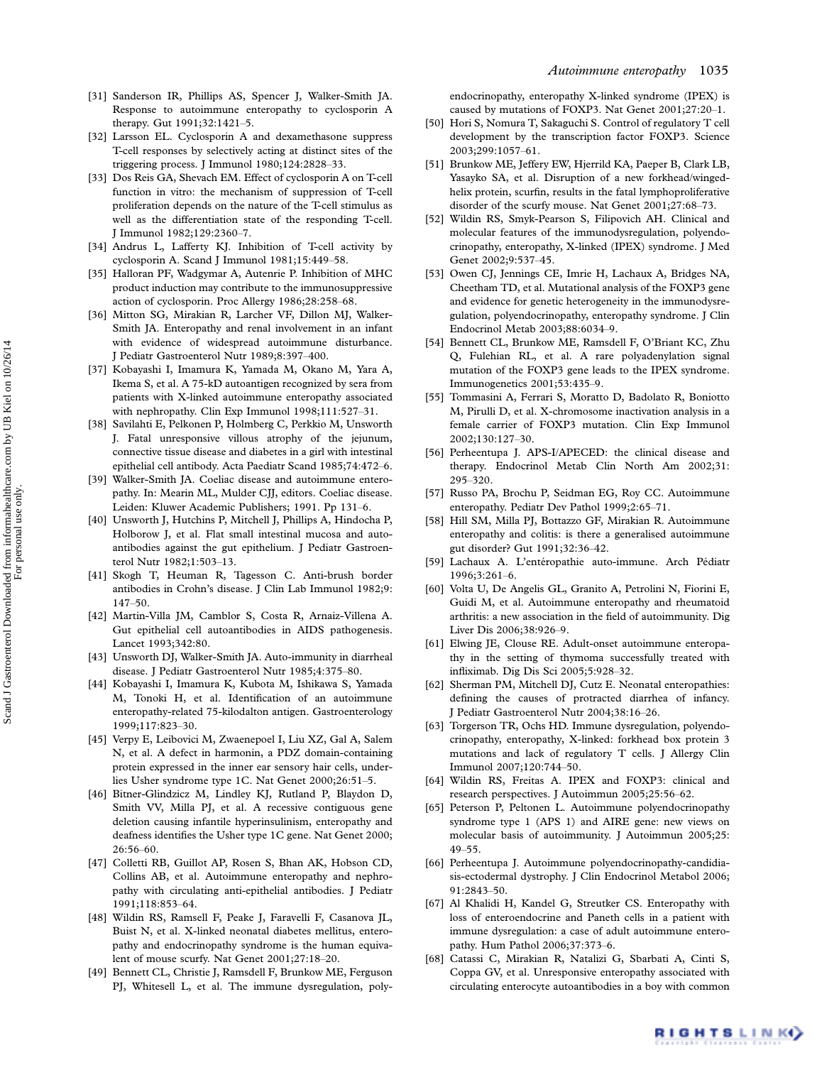[31] Sanderson IR, Phillips AS, Spencer J, Walker-Smith JA. Response to autoimmune enteropathy to cyclosporin A therapy. Gut 1991;32:1421–5.

[32] Larsson EL. Cyclosporin A and dexamethasone suppress T-cell responses by selectively acting at distinct sites of the triggering process. J Immunol 1980;124:2828–33.

[33] Dos Reis GA, Shevach EM. Effect of cyclosporin A on T-cell function in vitro: the mechanism of suppression of T-cell proliferation depends on the nature of the T-cell stimulus as well as the differentiation state of the responding T-cell. J Immunol 1982;129:2360–7.

[34] Andrus L, Lafferty KJ. Inhibition of T-cell activity by cyclosporin A. Scand J Immunol 1981;15:449–58.

[35] Halloran PF, Wadgymar A, Autenrie P. Inhibition of MHC product induction may contribute to the immunosuppressive action of cyclosporin. Proc Allergy 1986;28:258–68.

[36] Mitton SG, Mirakian R, Larcher VF, Dillon MJ, Walker-Smith JA. Enteropathy and renal involvement in an infant with evidence of widespread autoimmune disturbance. J Pediatr Gastroenterol Nutr 1989;8:397–400.

[37] Kobayashi I, Imamura K, Yamada M, Okano M, Yara A, Ikema S, et al. A 75-kD autoantigen recognized by sera from patients with X-linked autoimmune enteropathy associated with nephropathy. Clin Exp Immunol 1998;111:527–31.

[38] Savilahti E, Pelkonen P, Holmberg C, Perkkio M, Unsworth J. Fatal unresponsive villous atrophy of the jejunum, connective tissue disease and diabetes in a girl with intestinal epithelial cell antibody. Acta Paediatr Scand 1985;74:472–6.

[39] Walker-Smith JA. Coeliac disease and autoimmune enteropathy. In: Mearin ML, Mulder CJJ, editors. Coeliac disease. Leiden: Kluwer Academic Publishers; 1991. Pp 131–6.

[40] Unsworth J, Hutchins P, Mitchell J, Phillips A, Hindocha P, Holborow J, et al. Flat small intestinal mucosa and autoantibodies against the gut epithelium. J Pediatr Gastroenterol Nutr 1982;1:503–13.

[41] Skogh T, Heuman R, Tagesson C. Anti-brush border antibodies in Crohn's disease. J Clin Lab Immunol 1982;9: 147–50.

[42] Martin-Villa JM, Camblor S, Costa R, Arnaiz-Villena A. Gut epithelial cell autoantibodies in AIDS pathogenesis. Lancet 1993;342:80.

[43] Unsworth DJ, Walker-Smith JA. Auto-immunity in diarrheal disease. J Pediatr Gastroenterol Nutr 1985;4:375–80.

[44] Kobayashi I, Imamura K, Kubota M, Ishikawa S, Yamada M, Tonoki H, et al. Identification of an autoimmune enteropathy-related 75-kilodalton antigen. Gastroenterology 1999;117:823–30.

[45] Verpy E, Leibovici M, Zwaenepoel I, Liu XZ, Gal A, Salem N, et al. A defect in harmonin, a PDZ domain-containing protein expressed in the inner ear sensory hair cells, underlies Usher syndrome type 1C. Nat Genet 2000;26:51–5.

[46] Bitner-Glindzicz M, Lindley KJ, Rutland P, Blaydon D, Smith VV, Milla PJ, et al. A recessive contiguous gene deletion causing infantile hyperinsulinism, enteropathy and deafness identifies the Usher type 1C gene. Nat Genet 2000; 26:56–60.

[47] Colletti RB, Guillot AP, Rosen S, Bhan AK, Hobson CD, Collins AB, et al. Autoimmune enteropathy and nephropathy with circulating anti-epithelial antibodies. J Pediatr 1991;118:853–64.

[48] Wildin RS, Ramsell F, Peake J, Faravelli F, Casanova JL, Buist N, et al. X-linked neonatal diabetes mellitus, enteropathy and endocrinopathy syndrome is the human equivalent of mouse scurfy. Nat Genet 2001;27:18–20.

[49] Bennett CL, Christie J, Ramsdell F, Brunkow ME, Ferguson PJ, Whitesell L, et al. The immune dysregulation, polyendocrinopathy, enteropathy X-linked syndrome (IPEX) is caused by mutations of FOXP3. Nat Genet 2001;27:20–1.

[50] Hori S, Nomura T, Sakaguchi S. Control of regulatory T cell development by the transcription factor FOXP3. Science 2003;299:1057–61.

[51] Brunkow ME, Jeffery EW, Hjerrild KA, Paeper B, Clark LB, Yasayko SA, et al. Disruption of a new forkhead/winged-helix protein, scurfin, results in the fatal lymphoproliferative disorder of the scurfy mouse. Nat Genet 2001;27:68–73.

[52] Wildin RS, Smyk-Pearson S, Filipovich AH. Clinical and molecular features of the immunodysregulation, polyendocrinopathy, enteropathy, X-linked (IPEX) syndrome. J Med Genet 2002;9:537–45.

[53] Owen CJ, Jennings CE, Imrie H, Lachaux A, Bridges NA, Cheetham TD, et al. Mutational analysis of the FOXP3 gene and evidence for genetic heterogeneity in the immunodysregulation, polyendocrinopathy, enteropathy syndrome. J Clin Endocrinol Metab 2003;88:6034–9.

[54] Bennett CL, Brunkow ME, Ramsdell F, O'Briant KC, Zhu Q, Fulehian RL, et al. A rare polyadenylation signal mutation of the FOXP3 gene leads to the IPEX syndrome. Immunogenetics 2001;53:435–9.

[55] Tommasini A, Ferrari S, Moratto D, Badolato R, Boniotto M, Pirulli D, et al. X-chromosome inactivation analysis in a female carrier of FOXP3 mutation. Clin Exp Immunol 2002;130:127–30.

[56] Perheentupa J. APS-I/APECED: the clinical disease and therapy. Endocrinol Metab Clin North Am 2002;31: 295–320.

[57] Russo PA, Brochu P, Seidman EG, Roy CC. Autoimmune enteropathy. Pediatr Dev Pathol 1999;2:65–71.

[58] Hill SM, Milla PJ, Bottazzo GF, Mirakian R. Autoimmune enteropathy and colitis: is there a generalised autoimmune gut disorder? Gut 1991;32:36–42.

[59] Lachaux A. L'entéropathie auto-immune. Arch Pédiatr 1996;3:261–6.

[60] Volta U, De Angelis GL, Granito A, Petrolini N, Fiorini E, Guidi M, et al. Autoimmune enteropathy and rheumatoid arthritis: a new association in the field of autoimmunity. Dig Liver Dis 2006;38:926–9.

[61] Elwing JE, Clouse RE. Adult-onset autoimmune enteropathy in the setting of thymoma successfully treated with infliximab. Dig Dis Sci 2005;5:928–32.

[62] Sherman PM, Mitchell DJ, Cutz E. Neonatal enteropathies: defining the causes of protracted diarrhea of infancy. J Pediatr Gastroenterol Nutr 2004;38:16–26.

[63] Torgerson TR, Ochs HD. Immune dysregulation, polyendocrinopathy, enteropathy, X-linked: forkhead box protein 3 mutations and lack of regulatory T cells. J Allergy Clin Immunol 2007;120:744–50.

[64] Wildin RS, Freitas A. IPEX and FOXP3: clinical and research perspectives. J Autoimmun 2005;25:56–62.

[65] Peterson P, Peltonen L. Autoimmune polyendocrinopathy syndrome type 1 (APS 1) and AIRE gene: new views on molecular basis of autoimmunity. J Autoimmun 2005;25: 49–55.

[66] Perheentupa J. Autoimmune polyendocrinopathy-candidiasis-ectodermal dystrophy. J Clin Endocrinol Metabol 2006; 91:2843–50.

[67] Al Khalidi H, Kandel G, Streutker CS. Enteropathy with loss of enteroendocrine and Paneth cells in a patient with immune dysregulation: a case of adult autoimmune enteropathy. Hum Pathol 2006;37:373–6.

[68] Catassi C, Mirakian R, Natalizi G, Sbarbati A, Cinti S, Coppa GV, et al. Unresponsive enteropathy associated with circulating enterocyte autoantibodies in a boy with common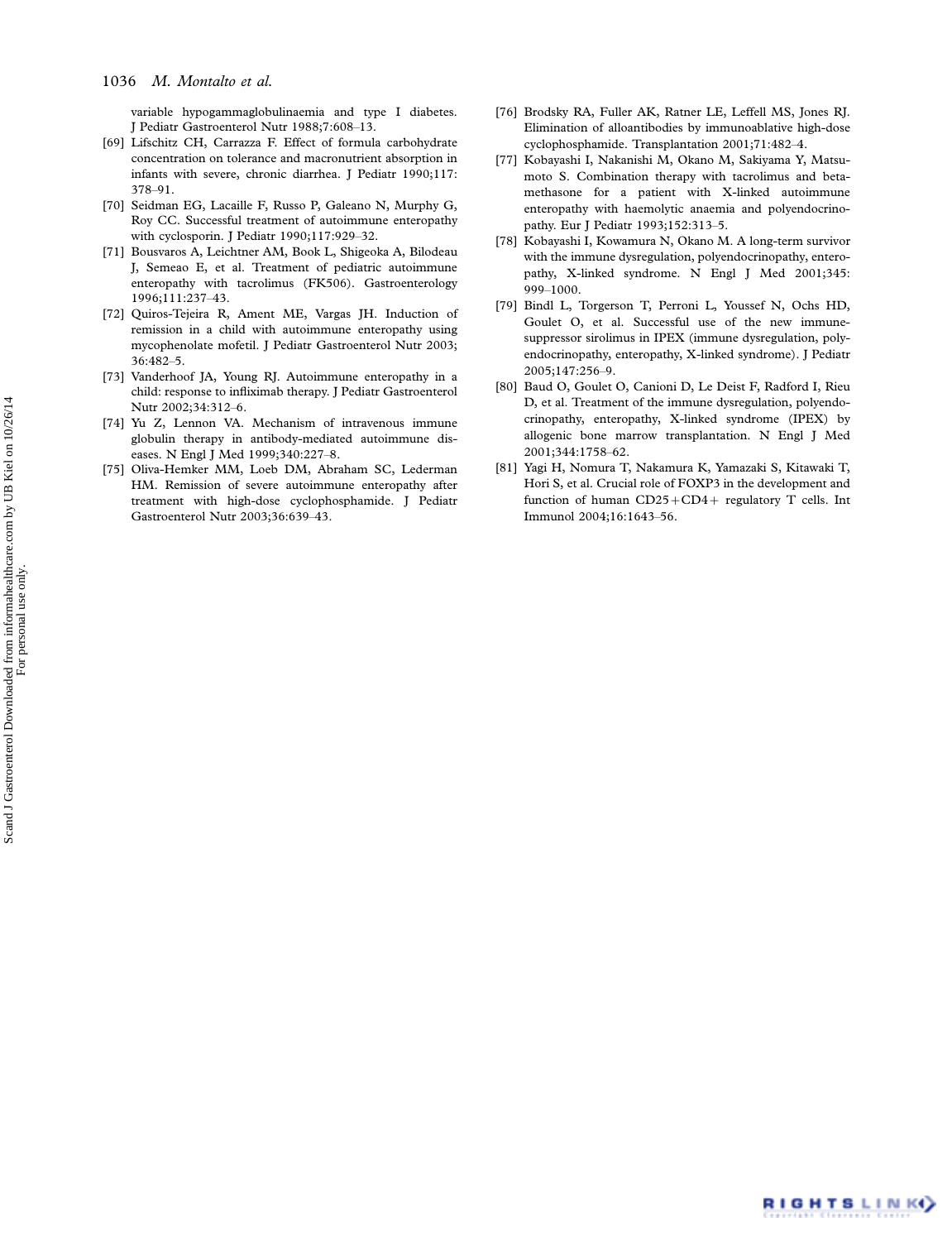variable hypogammaglobulinaemia and type I diabetes. J Pediatr Gastroenterol Nutr 1988;7:608–13.

[69] Lifschitz CH, Carrazza F. Effect of formula carbohydrate concentration on tolerance and macronutrient absorption in infants with severe, chronic diarrhea. J Pediatr 1990;117: 378–91.

[70] Seidman EG, Lacaille F, Russo P, Galeano N, Murphy G, Roy CC. Successful treatment of autoimmune enteropathy with cyclosporin. J Pediatr 1990;117:929–32.

[71] Bousvaros A, Leichtner AM, Book L, Shigeoka A, Bilodeau J, Semeao E, et al. Treatment of pediatric autoimmune enteropathy with tacrolimus (FK506). Gastroenterology 1996;111:237–43.

[72] Quiros-Tejeira R, Ament ME, Vargas JH. Induction of remission in a child with autoimmune enteropathy using mycophenolate mofetil. J Pediatr Gastroenterol Nutr 2003; 36:482–5.

[73] Vanderhoof JA, Young RJ. Autoimmune enteropathy in a child: response to infliximab therapy. J Pediatr Gastroenterol Nutr 2002;34:312–6.

[74] Yu Z, Lennon VA. Mechanism of intravenous immune globulin therapy in antibody-mediated autoimmune diseases. N Engl J Med 1999;340:227–8.

[75] Oliva-Hemker MM, Loeb DM, Abraham SC, Lederman HM. Remission of severe autoimmune enteropathy after treatment with high-dose cyclophosphamide. J Pediatr Gastroenterol Nutr 2003;36:639–43.

[76] Brodsky RA, Fuller AK, Ratner LE, Leffell MS, Jones RJ. Elimination of alloantibodies by immunoablative high-dose cyclophosphamide. Transplantation 2001;71:482–4.

[77] Kobayashi I, Nakanishi M, Okano M, Sakiyama Y, Matsumoto S. Combination therapy with tacrolimus and betamethasone for a patient with X-linked autoimmune enteropathy with haemolytic anaemia and polyendocrinopathy. Eur J Pediatr 1993;152:313–5.

[78] Kobayashi I, Kowamura N, Okano M. A long-term survivor with the immune dysregulation, polyendocrinopathy, enteropathy, X-linked syndrome. N Engl J Med 2001;345: 999–1000.

[79] Bindl L, Torgerson T, Perroni L, Youssef N, Ochs HD, Goulet O, et al. Successful use of the new immune-suppressor sirolimus in IPEX (immune dysregulation, polyendocrinopathy, enteropathy, X-linked syndrome). J Pediatr 2005;147:256–9.

[80] Baud O, Goulet O, Canioni D, Le Deist F, Radford I, Rieu D, et al. Treatment of the immune dysregulation, polyendocrinopathy, enteropathy, X-linked syndrome (IPEX) by allogenic bone marrow transplantation. N Engl J Med 2001;344:1758–62.

[81] Yagi H, Nomura T, Nakamura K, Yamazaki S, Kitawaki T, Hori S, et al. Crucial role of FOXP3 in the development and function of human CD25+CD4+ regulatory T cells. Int Immunol 2004;16:1643–56.